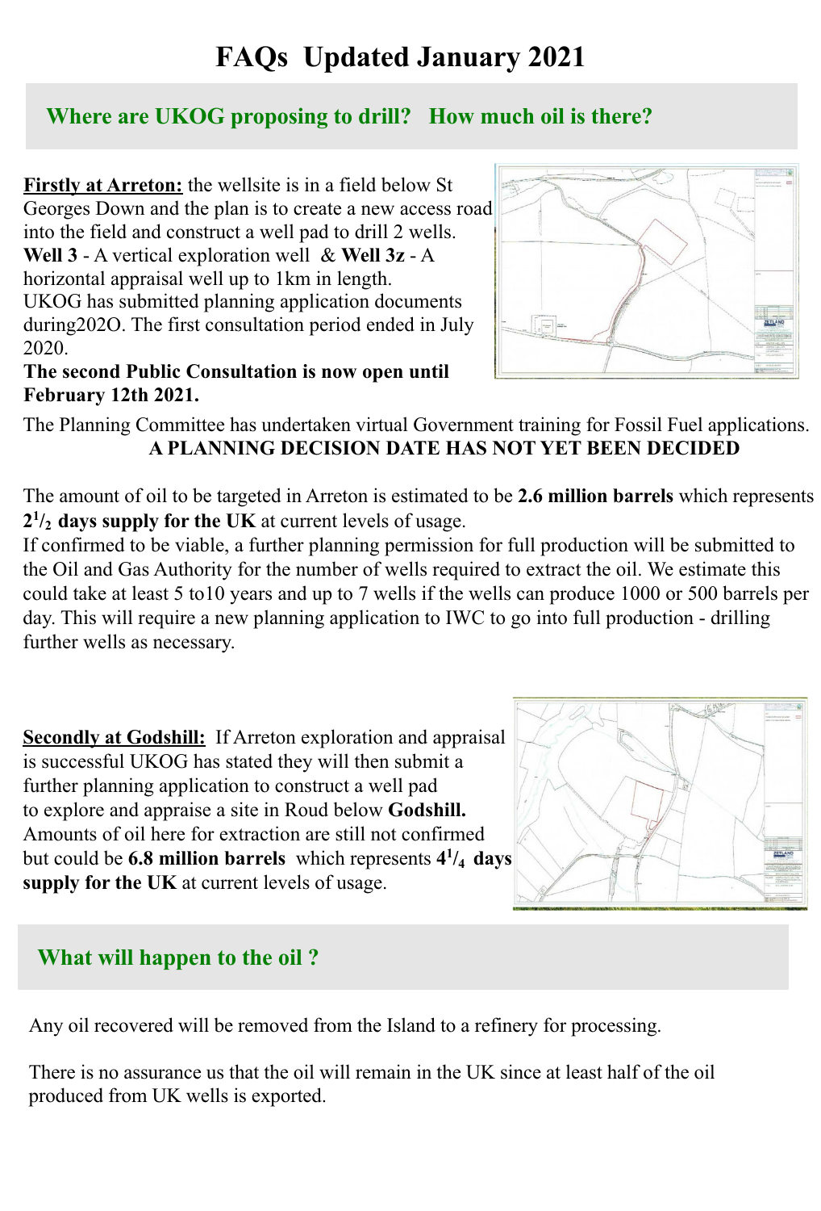# FAQs Updated January 2021

## Where are UKOG proposing to drill? How much oil is there?

**Firstly at Arreton:** the wellsite is in a field below St Georges Down and the plan is to create a new access road into the field and construct a well pad to drill 2 wells.
**Well 3** - A vertical exploration well & **Well 3z** - A horizontal appraisal well up to 1km in length.
UKOG has submitted planning application documents during202O. The first consultation period ended in July 2020.
**The second Public Consultation is now open until February 12th 2021.**

The Planning Committee has undertaken virtual Government training for Fossil Fuel applications.
**A PLANNING DECISION DATE HAS NOT YET BEEN DECIDED**

The amount of oil to be targeted in Arreton is estimated to be **2.6 million barrels** which represents **$2^1/_2$ days supply for the UK** at current levels of usage.
If confirmed to be viable, a further planning permission for full production will be submitted to the Oil and Gas Authority for the number of wells required to extract the oil. We estimate this could take at least 5 to10 years and up to 7 wells if the wells can produce 1000 or 500 barrels per day. This will require a new planning application to IWC to go into full production - drilling further wells as necessary.

**Secondly at Godshill:** If Arreton exploration and appraisal is successful UKOG has stated they will then submit a further planning application to construct a well pad to explore and appraise a site in Roud below **Godshill.** Amounts of oil here for extraction are still not confirmed but could be **6.8 million barrels** which represents **$4^1/_4$ days supply for the UK** at current levels of usage.

## What will happen to the oil ?

Any oil recovered will be removed from the Island to a refinery for processing.

There is no assurance us that the oil will remain in the UK since at least half of the oil produced from UK wells is exported.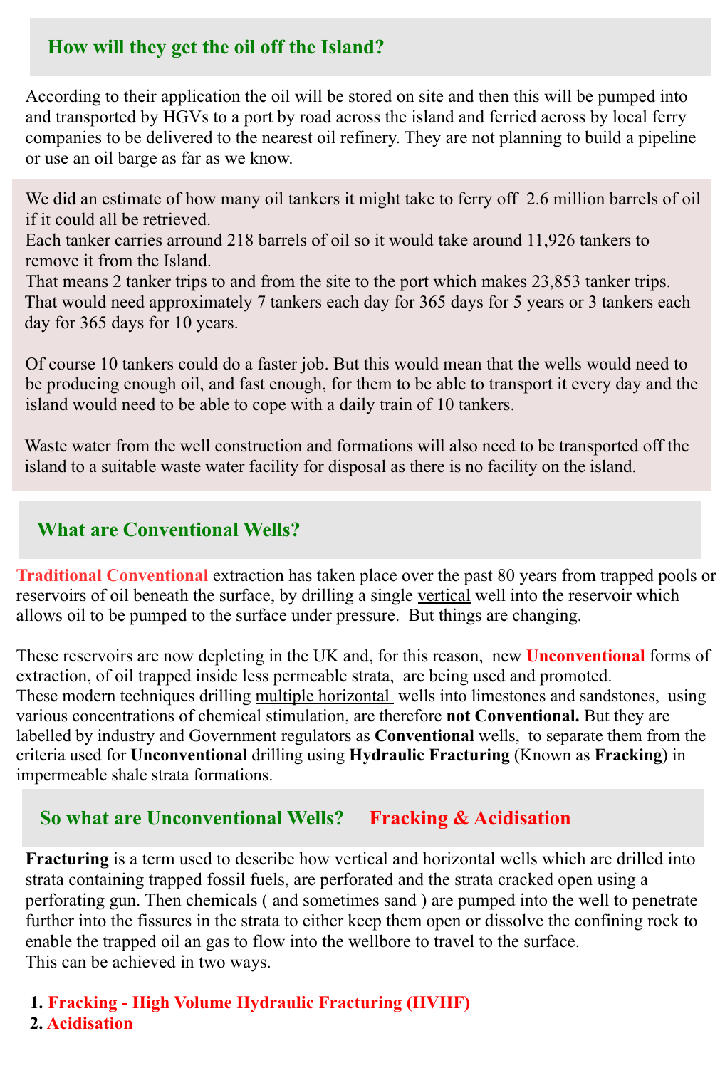## How will they get the oil off the Island?

According to their application the oil will be stored on site and then this will be pumped into and transported by HGVs to a port by road across the island and ferried across by local ferry companies to be delivered to the nearest oil refinery. They are not planning to build a pipeline or use an oil barge as far as we know.

We did an estimate of how many oil tankers it might take to ferry off 2.6 million barrels of oil if it could all be retrieved.
Each tanker carries arround 218 barrels of oil so it would take around 11,926 tankers to remove it from the Island.
That means 2 tanker trips to and from the site to the port which makes 23,853 tanker trips.
That would need approximately 7 tankers each day for 365 days for 5 years or 3 tankers each day for 365 days for 10 years.

Of course 10 tankers could do a faster job. But this would mean that the wells would need to be producing enough oil, and fast enough, for them to be able to transport it every day and the island would need to be able to cope with a daily train of 10 tankers.

Waste water from the well construction and formations will also need to be transported off the island to a suitable waste water facility for disposal as there is no facility on the island.

## What are Conventional Wells?

**Traditional Conventional** extraction has taken place over the past 80 years from trapped pools or reservoirs of oil beneath the surface, by drilling a single vertical well into the reservoir which allows oil to be pumped to the surface under pressure. But things are changing.

These reservoirs are now depleting in the UK and, for this reason, new **Unconventional** forms of extraction, of oil trapped inside less permeable strata, are being used and promoted.
These modern techniques drilling multiple horizontal wells into limestones and sandstones, using various concentrations of chemical stimulation, are therefore **not Conventional.** But they are labelled by industry and Government regulators as **Conventional** wells, to separate them from the criteria used for **Unconventional** drilling using **Hydraulic Fracturing** (Known as **Fracking**) in impermeable shale strata formations.

## So what are Unconventional Wells? Fracking & Acidisation

**Fracturing** is a term used to describe how vertical and horizontal wells which are drilled into strata containing trapped fossil fuels, are perforated and the strata cracked open using a perforating gun. Then chemicals ( and sometimes sand ) are pumped into the well to penetrate further into the fissures in the strata to either keep them open or dissolve the confining rock to enable the trapped oil an gas to flow into the wellbore to travel to the surface.
This can be achieved in two ways.

1. **Fracking - High Volume Hydraulic Fracturing (HVHF)**
2. **Acidisation**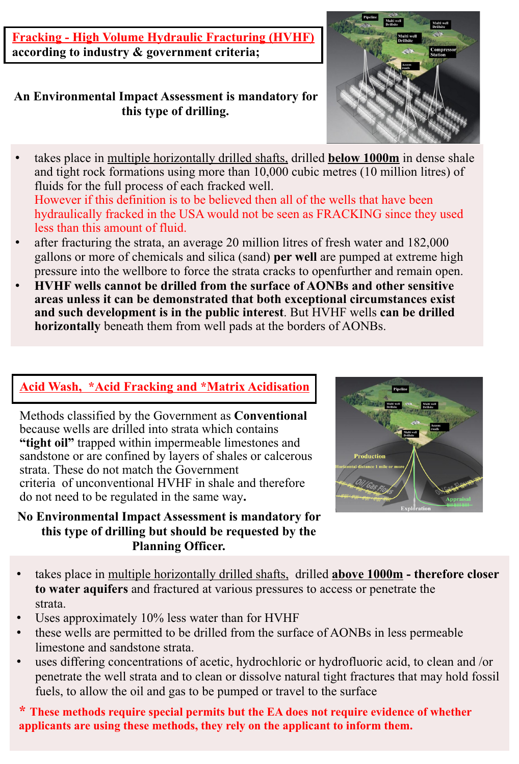## Fracking - High Volume Hydraulic Fracturing (HVHF) according to industry & government criteria;

**An Environmental Impact Assessment is mandatory for this type of drilling.**

- takes place in multiple horizontally drilled shafts, drilled **below 1000m** in dense shale and tight rock formations using more than 10,000 cubic metres (10 million litres) of fluids for the full process of each fracked well.
  However if this definition is to be believed then all of the wells that have been hydraulically fracked in the USA would not be seen as FRACKING since they used less than this amount of fluid.
- after fracturing the strata, an average 20 million litres of fresh water and 182,000 gallons or more of chemicals and silica (sand) **per well** are pumped at extreme high pressure into the wellbore to force the strata cracks to openfurther and remain open.
- **HVHF wells cannot be drilled from the surface of AONBs and other sensitive areas unless it can be demonstrated that both exceptional circumstances exist and such development is in the public interest**. But HVHF wells **can be drilled horizontally** beneath them from well pads at the borders of AONBs.

## Acid Wash, *Acid Fracking and *Matrix Acidisation

Methods classified by the Government as **Conventional** because wells are drilled into strata which contains **"tight oil"** trapped within impermeable limestones and sandstone or are confined by layers of shales or calcerous strata. These do not match the Government criteria of unconventional HVHF in shale and therefore do not need to be regulated in the same way**.**

**No Environmental Impact Assessment is mandatory for this type of drilling but should be requested by the Planning Officer.**

- takes place in multiple horizontally drilled shafts, drilled **above 1000m - therefore closer to water aquifers** and fractured at various pressures to access or penetrate the strata.
- Uses approximately 10% less water than for HVHF
- these wells are permitted to be drilled from the surface of AONBs in less permeable limestone and sandstone strata.
- uses differing concentrations of acetic, hydrochloric or hydrofluoric acid, to clean and /or penetrate the well strata and to clean or dissolve natural tight fractures that may hold fossil fuels, to allow the oil and gas to be pumped or travel to the surface

**\* These methods require special permits but the EA does not require evidence of whether applicants are using these methods, they rely on the applicant to inform them.**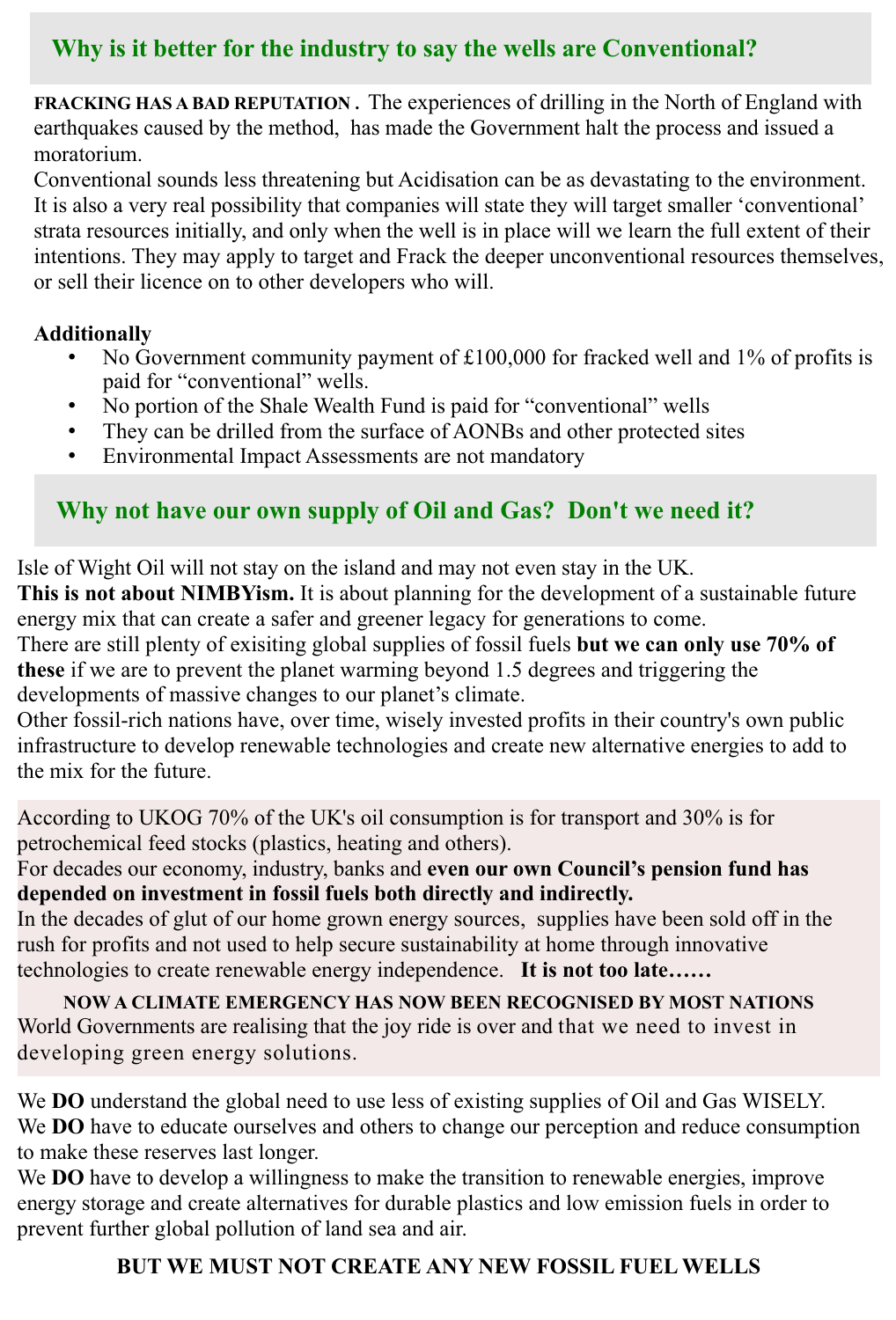## Why is it better for the industry to say the wells are Conventional?

**FRACKING HAS A BAD REPUTATION .** The experiences of drilling in the North of England with earthquakes caused by the method, has made the Government halt the process and issued a moratorium.

Conventional sounds less threatening but Acidisation can be as devastating to the environment. It is also a very real possibility that companies will state they will target smaller 'conventional' strata resources initially, and only when the well is in place will we learn the full extent of their intentions. They may apply to target and Frack the deeper unconventional resources themselves, or sell their licence on to other developers who will.

**Additionally**

- No Government community payment of £100,000 for fracked well and 1% of profits is paid for "conventional" wells.
- No portion of the Shale Wealth Fund is paid for "conventional" wells
- They can be drilled from the surface of AONBs and other protected sites
- Environmental Impact Assessments are not mandatory

## Why not have our own supply of Oil and Gas? Don't we need it?

Isle of Wight Oil will not stay on the island and may not even stay in the UK.

**This is not about NIMBYism.** It is about planning for the development of a sustainable future energy mix that can create a safer and greener legacy for generations to come.

There are still plenty of exisiting global supplies of fossil fuels **but we can only use 70% of these** if we are to prevent the planet warming beyond 1.5 degrees and triggering the developments of massive changes to our planet's climate.

Other fossil-rich nations have, over time, wisely invested profits in their country's own public infrastructure to develop renewable technologies and create new alternative energies to add to the mix for the future.

According to UKOG 70% of the UK's oil consumption is for transport and 30% is for petrochemical feed stocks (plastics, heating and others).

For decades our economy, industry, banks and **even our own Council's pension fund has depended on investment in fossil fuels both directly and indirectly.**

In the decades of glut of our home grown energy sources, supplies have been sold off in the rush for profits and not used to help secure sustainability at home through innovative technologies to create renewable energy independence. **It is not too late……**

**NOW A CLIMATE EMERGENCY HAS NOW BEEN RECOGNISED BY MOST NATIONS**

World Governments are realising that the joy ride is over and that we need to invest in developing green energy solutions.

We **DO** understand the global need to use less of existing supplies of Oil and Gas WISELY.

We **DO** have to educate ourselves and others to change our perception and reduce consumption to make these reserves last longer.

We **DO** have to develop a willingness to make the transition to renewable energies, improve energy storage and create alternatives for durable plastics and low emission fuels in order to prevent further global pollution of land sea and air.

**BUT WE MUST NOT CREATE ANY NEW FOSSIL FUEL WELLS**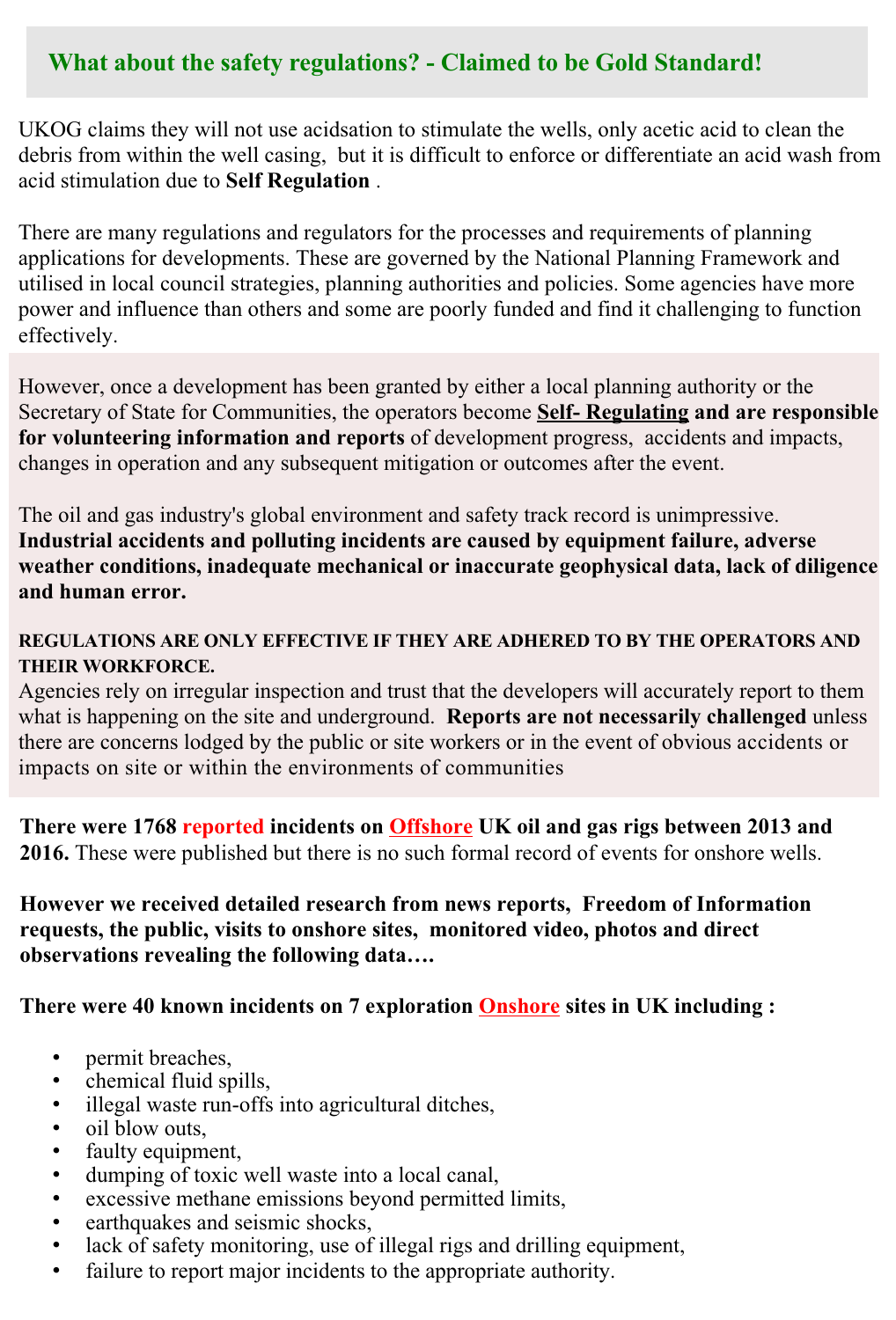## What about the safety regulations? - Claimed to be Gold Standard!

UKOG claims they will not use acidsation to stimulate the wells, only acetic acid to clean the debris from within the well casing, but it is difficult to enforce or differentiate an acid wash from acid stimulation due to **Self Regulation** .

There are many regulations and regulators for the processes and requirements of planning applications for developments. These are governed by the National Planning Framework and utilised in local council strategies, planning authorities and policies. Some agencies have more power and influence than others and some are poorly funded and find it challenging to function effectively.

However, once a development has been granted by either a local planning authority or the Secretary of State for Communities, the operators become **Self- Regulating and are responsible for volunteering information and reports** of development progress, accidents and impacts, changes in operation and any subsequent mitigation or outcomes after the event.

The oil and gas industry's global environment and safety track record is unimpressive. **Industrial accidents and polluting incidents are caused by equipment failure, adverse weather conditions, inadequate mechanical or inaccurate geophysical data, lack of diligence and human error.**

**REGULATIONS ARE ONLY EFFECTIVE IF THEY ARE ADHERED TO BY THE OPERATORS AND THEIR WORKFORCE.**
Agencies rely on irregular inspection and trust that the developers will accurately report to them what is happening on the site and underground. **Reports are not necessarily challenged** unless there are concerns lodged by the public or site workers or in the event of obvious accidents or impacts on site or within the environments of communities

**There were 1768 reported incidents on Offshore UK oil and gas rigs between 2013 and 2016.** These were published but there is no such formal record of events for onshore wells.

**However we received detailed research from news reports, Freedom of Information requests, the public, visits to onshore sites, monitored video, photos and direct observations revealing the following data….**

**There were 40 known incidents on 7 exploration Onshore sites in UK including :**

- permit breaches,
- chemical fluid spills,
- illegal waste run-offs into agricultural ditches,
- oil blow outs,
- faulty equipment,
- dumping of toxic well waste into a local canal,
- excessive methane emissions beyond permitted limits,
- earthquakes and seismic shocks,
- lack of safety monitoring, use of illegal rigs and drilling equipment,
- failure to report major incidents to the appropriate authority.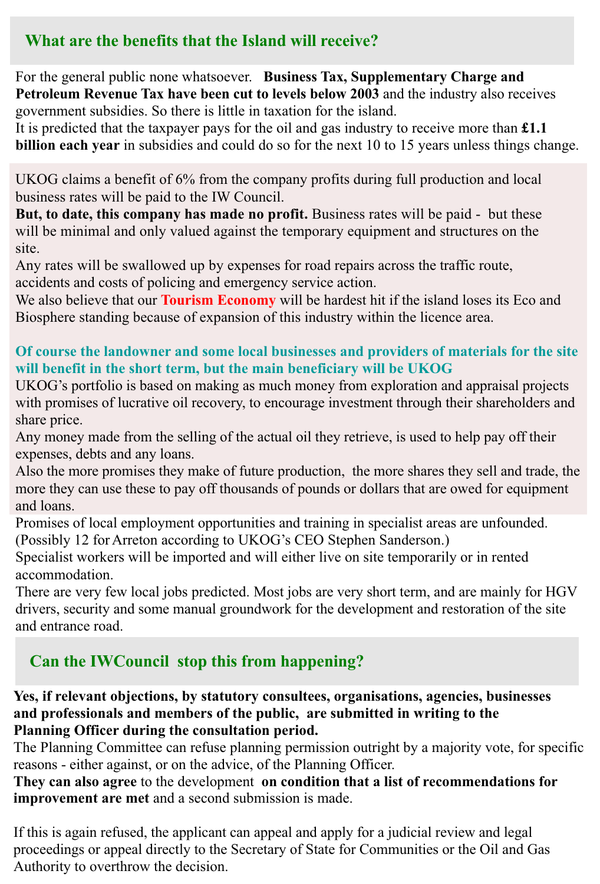## What are the benefits that the Island will receive?

For the general public none whatsoever. **Business Tax, Supplementary Charge and Petroleum Revenue Tax have been cut to levels below 2003** and the industry also receives government subsidies. So there is little in taxation for the island.
It is predicted that the taxpayer pays for the oil and gas industry to receive more than **£1.1 billion each year** in subsidies and could do so for the next 10 to 15 years unless things change.

UKOG claims a benefit of 6% from the company profits during full production and local business rates will be paid to the IW Council.
**But, to date, this company has made no profit.** Business rates will be paid - but these will be minimal and only valued against the temporary equipment and structures on the site.
Any rates will be swallowed up by expenses for road repairs across the traffic route, accidents and costs of policing and emergency service action.
We also believe that our **Tourism Economy** will be hardest hit if the island loses its Eco and Biosphere standing because of expansion of this industry within the licence area.

**Of course the landowner and some local businesses and providers of materials for the site will benefit in the short term, but the main beneficiary will be UKOG**
UKOG's portfolio is based on making as much money from exploration and appraisal projects with promises of lucrative oil recovery, to encourage investment through their shareholders and share price.
Any money made from the selling of the actual oil they retrieve, is used to help pay off their expenses, debts and any loans.
Also the more promises they make of future production, the more shares they sell and trade, the more they can use these to pay off thousands of pounds or dollars that are owed for equipment and loans.
Promises of local employment opportunities and training in specialist areas are unfounded. (Possibly 12 for Arreton according to UKOG's CEO Stephen Sanderson.)
Specialist workers will be imported and will either live on site temporarily or in rented accommodation.
There are very few local jobs predicted. Most jobs are very short term, and are mainly for HGV drivers, security and some manual groundwork for the development and restoration of the site and entrance road.

## Can the IWCouncil stop this from happening?

**Yes, if relevant objections, by statutory consultees, organisations, agencies, businesses and professionals and members of the public, are submitted in writing to the Planning Officer during the consultation period.**
The Planning Committee can refuse planning permission outright by a majority vote, for specific reasons - either against, or on the advice, of the Planning Officer.
**They can also agree** to the development **on condition that a list of recommendations for improvement are met** and a second submission is made.

If this is again refused, the applicant can appeal and apply for a judicial review and legal proceedings or appeal directly to the Secretary of State for Communities or the Oil and Gas Authority to overthrow the decision.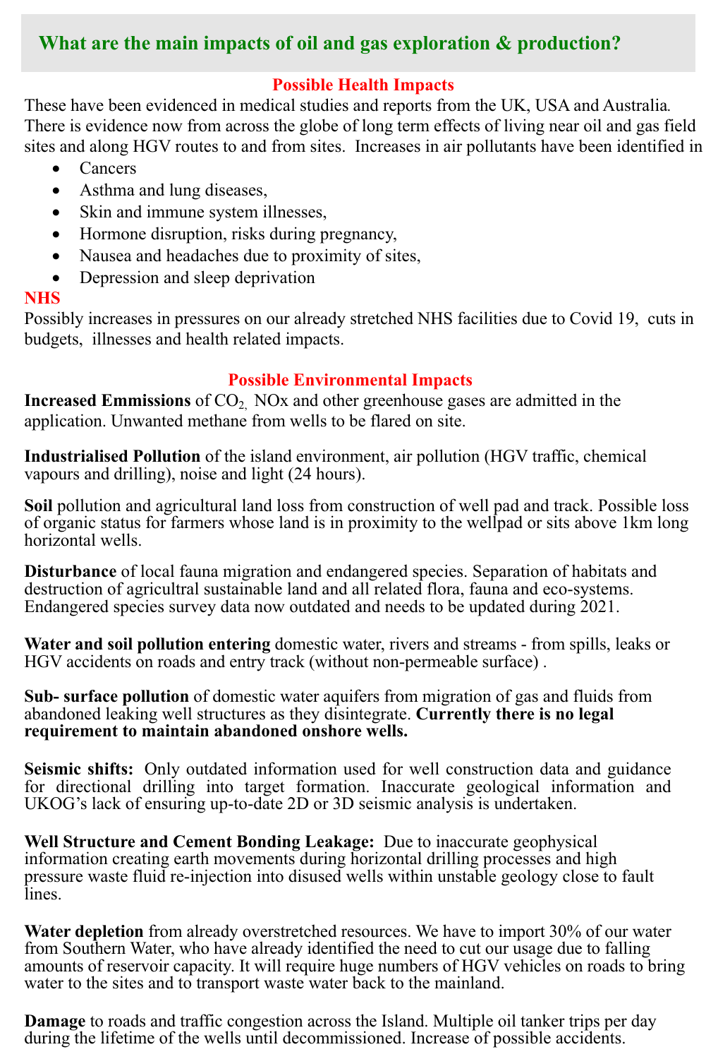## What are the main impacts of oil and gas exploration & production?

### Possible Health Impacts

These have been evidenced in medical studies and reports from the UK, USA and Australia. There is evidence now from across the globe of long term effects of living near oil and gas field sites and along HGV routes to and from sites. Increases in air pollutants have been identified in

- Cancers
- Asthma and lung diseases,
- Skin and immune system illnesses,
- Hormone disruption, risks during pregnancy,
- Nausea and headaches due to proximity of sites,
- Depression and sleep deprivation

**NHS**

Possibly increases in pressures on our already stretched NHS facilities due to Covid 19, cuts in budgets, illnesses and health related impacts.

### Possible Environmental Impacts

**Increased Emmissions** of $CO_2$, NOx and other greenhouse gases are admitted in the application. Unwanted methane from wells to be flared on site.

**Industrialised Pollution** of the island environment, air pollution (HGV traffic, chemical vapours and drilling), noise and light (24 hours).

**Soil** pollution and agricultural land loss from construction of well pad and track. Possible loss of organic status for farmers whose land is in proximity to the wellpad or sits above 1km long horizontal wells.

**Disturbance** of local fauna migration and endangered species. Separation of habitats and destruction of agricultral sustainable land and all related flora, fauna and eco-systems. Endangered species survey data now outdated and needs to be updated during 2021.

**Water and soil pollution entering** domestic water, rivers and streams - from spills, leaks or HGV accidents on roads and entry track (without non-permeable surface) .

**Sub- surface pollution** of domestic water aquifers from migration of gas and fluids from abandoned leaking well structures as they disintegrate. **Currently there is no legal requirement to maintain abandoned onshore wells.**

**Seismic shifts:** Only outdated information used for well construction data and guidance for directional drilling into target formation. Inaccurate geological information and UKOG's lack of ensuring up-to-date 2D or 3D seismic analysis is undertaken.

**Well Structure and Cement Bonding Leakage:** Due to inaccurate geophysical information creating earth movements during horizontal drilling processes and high pressure waste fluid re-injection into disused wells within unstable geology close to fault lines.

**Water depletion** from already overstretched resources. We have to import 30% of our water from Southern Water, who have already identified the need to cut our usage due to falling amounts of reservoir capacity. It will require huge numbers of HGV vehicles on roads to bring water to the sites and to transport waste water back to the mainland.

**Damage** to roads and traffic congestion across the Island. Multiple oil tanker trips per day during the lifetime of the wells until decommissioned. Increase of possible accidents.